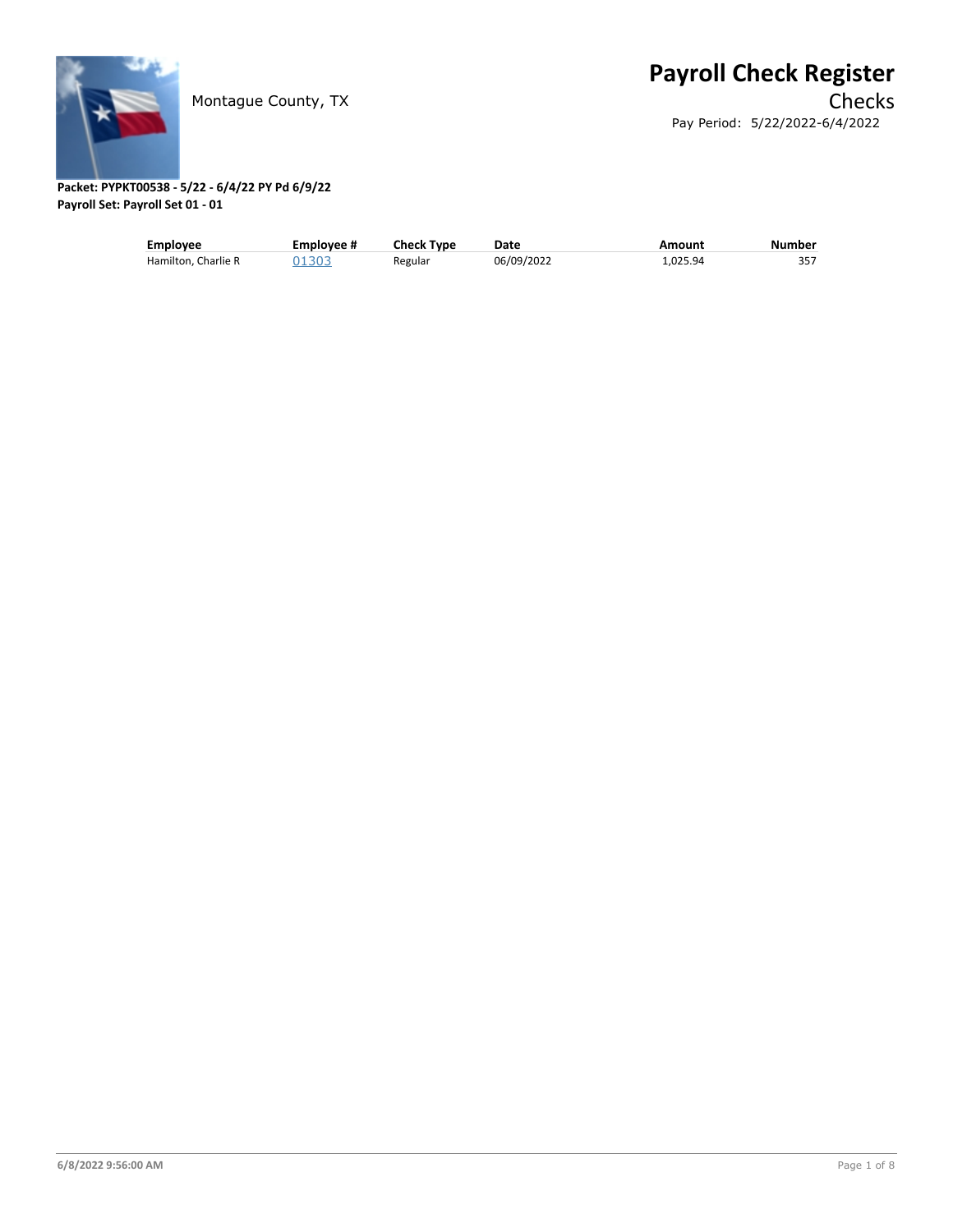Montague County, TX

# Payroll Check Register

Checks

Pay Period: 5/22/2022-6/4/2022

**Packet: PYPKT00538 - 5/22 - 6/4/22 PY Pd 6/9/22**
**Payroll Set: Payroll Set 01 - 01**

| Employee | Employee # | Check Type | Date | Amount | Number |
|---|---|---|---|---|---|
| Hamilton, Charlie R | 01303 | Regular | 06/09/2022 | 1,025.94 | 357 |

6/8/2022 9:56:00 AM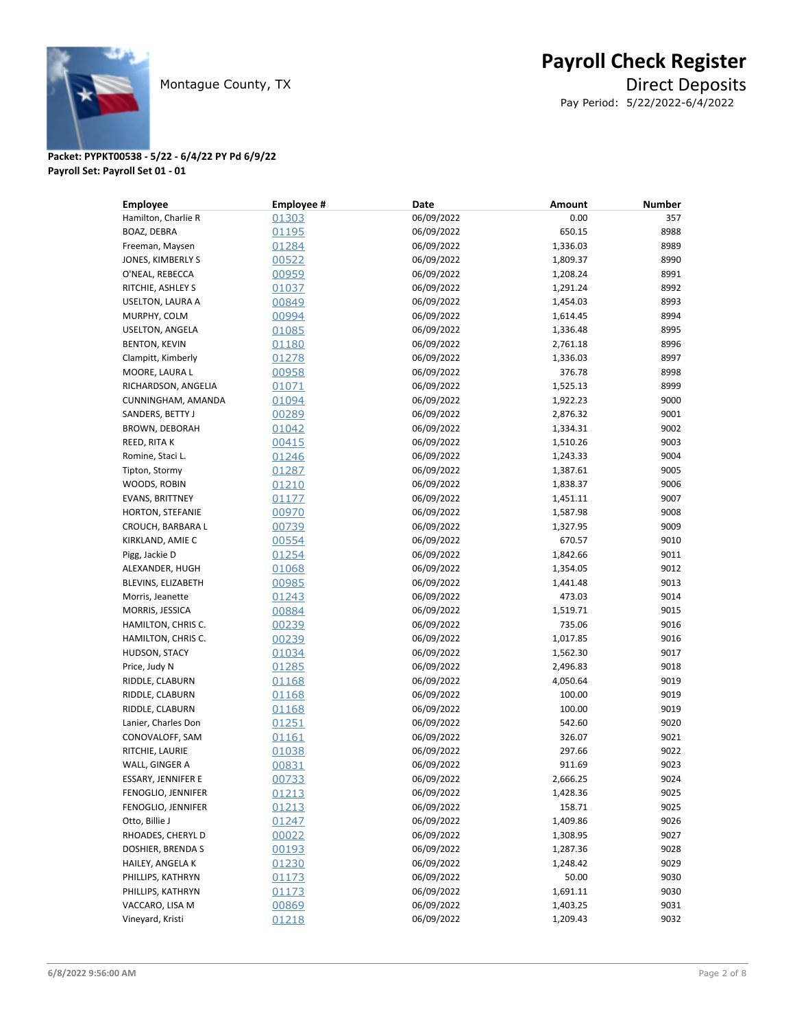Montague County, TX

# Payroll Check Register

## Direct Deposits

Pay Period: 5/22/2022-6/4/2022

**Packet: PYPKT00538 - 5/22 - 6/4/22 PY Pd 6/9/22**
**Payroll Set: Payroll Set 01 - 01**

| Employee | Employee # | Date | Amount | Number |
|---|---|---|---|---|
| Hamilton, Charlie R | 01303 | 06/09/2022 | 0.00 | 357 |
| BOAZ, DEBRA | 01195 | 06/09/2022 | 650.15 | 8988 |
| Freeman, Maysen | 01284 | 06/09/2022 | 1,336.03 | 8989 |
| JONES, KIMBERLY S | 00522 | 06/09/2022 | 1,809.37 | 8990 |
| O'NEAL, REBECCA | 00959 | 06/09/2022 | 1,208.24 | 8991 |
| RITCHIE, ASHLEY S | 01037 | 06/09/2022 | 1,291.24 | 8992 |
| USELTON, LAURA A | 00849 | 06/09/2022 | 1,454.03 | 8993 |
| MURPHY, COLM | 00994 | 06/09/2022 | 1,614.45 | 8994 |
| USELTON, ANGELA | 01085 | 06/09/2022 | 1,336.48 | 8995 |
| BENTON, KEVIN | 01180 | 06/09/2022 | 2,761.18 | 8996 |
| Clampitt, Kimberly | 01278 | 06/09/2022 | 1,336.03 | 8997 |
| MOORE, LAURA L | 00958 | 06/09/2022 | 376.78 | 8998 |
| RICHARDSON, ANGELIA | 01071 | 06/09/2022 | 1,525.13 | 8999 |
| CUNNINGHAM, AMANDA | 01094 | 06/09/2022 | 1,922.23 | 9000 |
| SANDERS, BETTY J | 00289 | 06/09/2022 | 2,876.32 | 9001 |
| BROWN, DEBORAH | 01042 | 06/09/2022 | 1,334.31 | 9002 |
| REED, RITA K | 00415 | 06/09/2022 | 1,510.26 | 9003 |
| Romine, Staci L. | 01246 | 06/09/2022 | 1,243.33 | 9004 |
| Tipton, Stormy | 01287 | 06/09/2022 | 1,387.61 | 9005 |
| WOODS, ROBIN | 01210 | 06/09/2022 | 1,838.37 | 9006 |
| EVANS, BRITTNEY | 01177 | 06/09/2022 | 1,451.11 | 9007 |
| HORTON, STEFANIE | 00970 | 06/09/2022 | 1,587.98 | 9008 |
| CROUCH, BARBARA L | 00739 | 06/09/2022 | 1,327.95 | 9009 |
| KIRKLAND, AMIE C | 00554 | 06/09/2022 | 670.57 | 9010 |
| Pigg, Jackie D | 01254 | 06/09/2022 | 1,842.66 | 9011 |
| ALEXANDER, HUGH | 01068 | 06/09/2022 | 1,354.05 | 9012 |
| BLEVINS, ELIZABETH | 00985 | 06/09/2022 | 1,441.48 | 9013 |
| Morris, Jeanette | 01243 | 06/09/2022 | 473.03 | 9014 |
| MORRIS, JESSICA | 00884 | 06/09/2022 | 1,519.71 | 9015 |
| HAMILTON, CHRIS C. | 00239 | 06/09/2022 | 735.06 | 9016 |
| HAMILTON, CHRIS C. | 00239 | 06/09/2022 | 1,017.85 | 9016 |
| HUDSON, STACY | 01034 | 06/09/2022 | 1,562.30 | 9017 |
| Price, Judy N | 01285 | 06/09/2022 | 2,496.83 | 9018 |
| RIDDLE, CLABURN | 01168 | 06/09/2022 | 4,050.64 | 9019 |
| RIDDLE, CLABURN | 01168 | 06/09/2022 | 100.00 | 9019 |
| RIDDLE, CLABURN | 01168 | 06/09/2022 | 100.00 | 9019 |
| Lanier, Charles Don | 01251 | 06/09/2022 | 542.60 | 9020 |
| CONOVALOFF, SAM | 01161 | 06/09/2022 | 326.07 | 9021 |
| RITCHIE, LAURIE | 01038 | 06/09/2022 | 297.66 | 9022 |
| WALL, GINGER A | 00831 | 06/09/2022 | 911.69 | 9023 |
| ESSARY, JENNIFER E | 00733 | 06/09/2022 | 2,666.25 | 9024 |
| FENOGLIO, JENNIFER | 01213 | 06/09/2022 | 1,428.36 | 9025 |
| FENOGLIO, JENNIFER | 01213 | 06/09/2022 | 158.71 | 9025 |
| Otto, Billie J | 01247 | 06/09/2022 | 1,409.86 | 9026 |
| RHOADES, CHERYL D | 00022 | 06/09/2022 | 1,308.95 | 9027 |
| DOSHIER, BRENDA S | 00193 | 06/09/2022 | 1,287.36 | 9028 |
| HAILEY, ANGELA K | 01230 | 06/09/2022 | 1,248.42 | 9029 |
| PHILLIPS, KATHRYN | 01173 | 06/09/2022 | 50.00 | 9030 |
| PHILLIPS, KATHRYN | 01173 | 06/09/2022 | 1,691.11 | 9030 |
| VACCARO, LISA M | 00869 | 06/09/2022 | 1,403.25 | 9031 |
| Vineyard, Kristi | 01218 | 06/09/2022 | 1,209.43 | 9032 |

6/8/2022 9:56:00 AM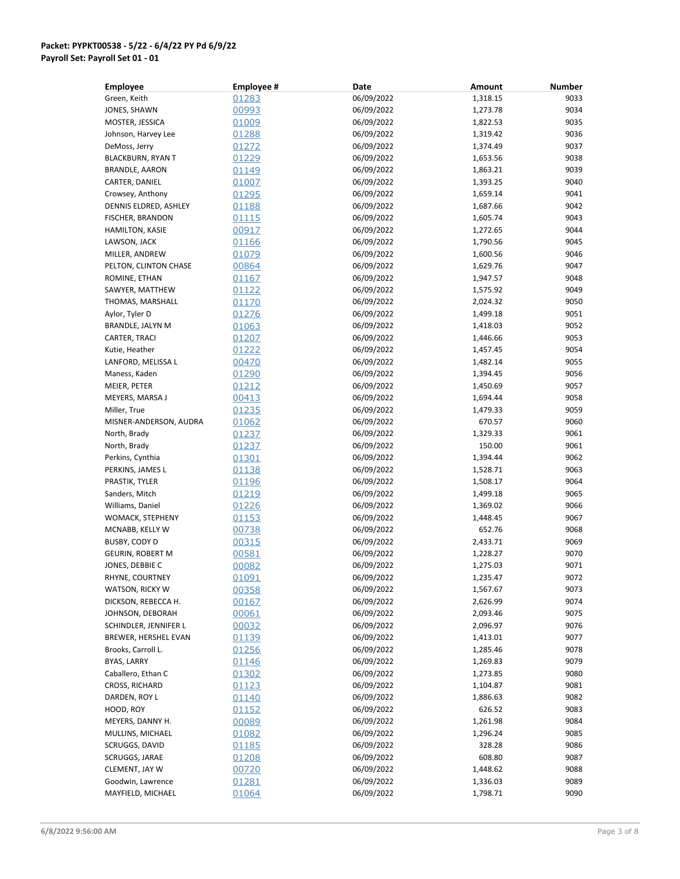**Packet: PYPKT00538 - 5/22 - 6/4/22 PY Pd 6/9/22**
**Payroll Set: Payroll Set 01 - 01**

| Employee | Employee # | Date | Amount | Number |
|---|---|---|---|---|
| Green, Keith | 01283 | 06/09/2022 | 1,318.15 | 9033 |
| JONES, SHAWN | 00993 | 06/09/2022 | 1,273.78 | 9034 |
| MOSTER, JESSICA | 01009 | 06/09/2022 | 1,822.53 | 9035 |
| Johnson, Harvey Lee | 01288 | 06/09/2022 | 1,319.42 | 9036 |
| DeMoss, Jerry | 01272 | 06/09/2022 | 1,374.49 | 9037 |
| BLACKBURN, RYAN T | 01229 | 06/09/2022 | 1,653.56 | 9038 |
| BRANDLE, AARON | 01149 | 06/09/2022 | 1,863.21 | 9039 |
| CARTER, DANIEL | 01007 | 06/09/2022 | 1,393.25 | 9040 |
| Crowsey, Anthony | 01295 | 06/09/2022 | 1,659.14 | 9041 |
| DENNIS ELDRED, ASHLEY | 01188 | 06/09/2022 | 1,687.66 | 9042 |
| FISCHER, BRANDON | 01115 | 06/09/2022 | 1,605.74 | 9043 |
| HAMILTON, KASIE | 00917 | 06/09/2022 | 1,272.65 | 9044 |
| LAWSON, JACK | 01166 | 06/09/2022 | 1,790.56 | 9045 |
| MILLER, ANDREW | 01079 | 06/09/2022 | 1,600.56 | 9046 |
| PELTON, CLINTON CHASE | 00864 | 06/09/2022 | 1,629.76 | 9047 |
| ROMINE, ETHAN | 01167 | 06/09/2022 | 1,947.57 | 9048 |
| SAWYER, MATTHEW | 01122 | 06/09/2022 | 1,575.92 | 9049 |
| THOMAS, MARSHALL | 01170 | 06/09/2022 | 2,024.32 | 9050 |
| Aylor, Tyler D | 01276 | 06/09/2022 | 1,499.18 | 9051 |
| BRANDLE, JALYN M | 01063 | 06/09/2022 | 1,418.03 | 9052 |
| CARTER, TRACI | 01207 | 06/09/2022 | 1,446.66 | 9053 |
| Kutie, Heather | 01222 | 06/09/2022 | 1,457.45 | 9054 |
| LANFORD, MELISSA L | 00470 | 06/09/2022 | 1,482.14 | 9055 |
| Maness, Kaden | 01290 | 06/09/2022 | 1,394.45 | 9056 |
| MEIER, PETER | 01212 | 06/09/2022 | 1,450.69 | 9057 |
| MEYERS, MARSA J | 00413 | 06/09/2022 | 1,694.44 | 9058 |
| Miller, True | 01235 | 06/09/2022 | 1,479.33 | 9059 |
| MISNER-ANDERSON, AUDRA | 01062 | 06/09/2022 | 670.57 | 9060 |
| North, Brady | 01237 | 06/09/2022 | 1,329.33 | 9061 |
| North, Brady | 01237 | 06/09/2022 | 150.00 | 9061 |
| Perkins, Cynthia | 01301 | 06/09/2022 | 1,394.44 | 9062 |
| PERKINS, JAMES L | 01138 | 06/09/2022 | 1,528.71 | 9063 |
| PRASTIK, TYLER | 01196 | 06/09/2022 | 1,508.17 | 9064 |
| Sanders, Mitch | 01219 | 06/09/2022 | 1,499.18 | 9065 |
| Williams, Daniel | 01226 | 06/09/2022 | 1,369.02 | 9066 |
| WOMACK, STEPHENY | 01153 | 06/09/2022 | 1,448.45 | 9067 |
| MCNABB, KELLY W | 00738 | 06/09/2022 | 652.76 | 9068 |
| BUSBY, CODY D | 00315 | 06/09/2022 | 2,433.71 | 9069 |
| GEURIN, ROBERT M | 00581 | 06/09/2022 | 1,228.27 | 9070 |
| JONES, DEBBIE C | 00082 | 06/09/2022 | 1,275.03 | 9071 |
| RHYNE, COURTNEY | 01091 | 06/09/2022 | 1,235.47 | 9072 |
| WATSON, RICKY W | 00358 | 06/09/2022 | 1,567.67 | 9073 |
| DICKSON, REBECCA H. | 00167 | 06/09/2022 | 2,626.99 | 9074 |
| JOHNSON, DEBORAH | 00061 | 06/09/2022 | 2,093.46 | 9075 |
| SCHINDLER, JENNIFER L | 00032 | 06/09/2022 | 2,096.97 | 9076 |
| BREWER, HERSHEL EVAN | 01139 | 06/09/2022 | 1,413.01 | 9077 |
| Brooks, Carroll L. | 01256 | 06/09/2022 | 1,285.46 | 9078 |
| BYAS, LARRY | 01146 | 06/09/2022 | 1,269.83 | 9079 |
| Caballero, Ethan C | 01302 | 06/09/2022 | 1,273.85 | 9080 |
| CROSS, RICHARD | 01123 | 06/09/2022 | 1,104.87 | 9081 |
| DARDEN, ROY L | 01140 | 06/09/2022 | 1,886.63 | 9082 |
| HOOD, ROY | 01152 | 06/09/2022 | 626.52 | 9083 |
| MEYERS, DANNY H. | 00089 | 06/09/2022 | 1,261.98 | 9084 |
| MULLINS, MICHAEL | 01082 | 06/09/2022 | 1,296.24 | 9085 |
| SCRUGGS, DAVID | 01185 | 06/09/2022 | 328.28 | 9086 |
| SCRUGGS, JARAE | 01208 | 06/09/2022 | 608.80 | 9087 |
| CLEMENT, JAY W | 00720 | 06/09/2022 | 1,448.62 | 9088 |
| Goodwin, Lawrence | 01281 | 06/09/2022 | 1,336.03 | 9089 |
| MAYFIELD, MICHAEL | 01064 | 06/09/2022 | 1,798.71 | 9090 |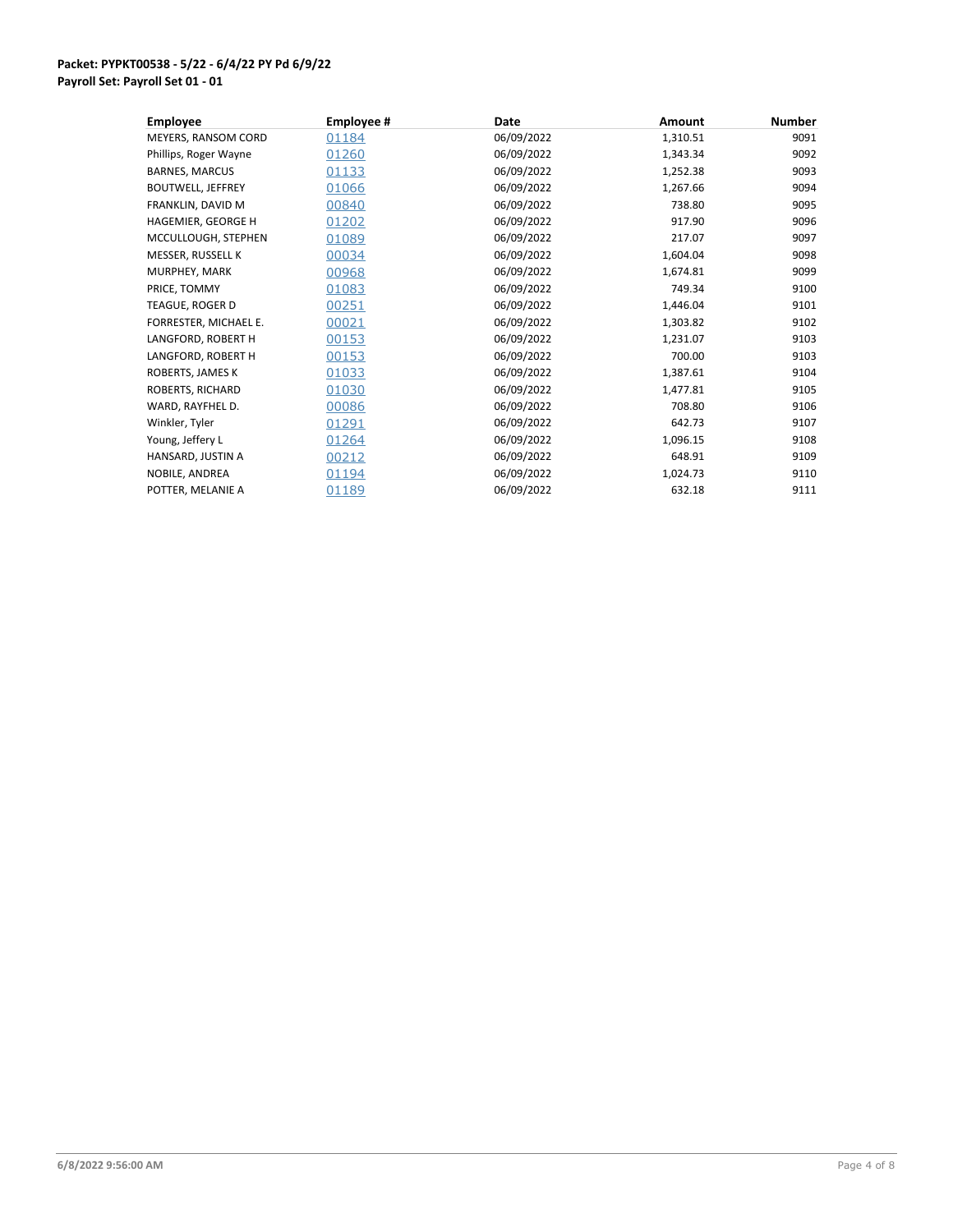**Packet: PYPKT00538 - 5/22 - 6/4/22 PY Pd 6/9/22**
**Payroll Set: Payroll Set 01 - 01**

| Employee | Employee # | Date | Amount | Number |
|---|---|---|---|---|
| MEYERS, RANSOM CORD | 01184 | 06/09/2022 | 1,310.51 | 9091 |
| Phillips, Roger Wayne | 01260 | 06/09/2022 | 1,343.34 | 9092 |
| BARNES, MARCUS | 01133 | 06/09/2022 | 1,252.38 | 9093 |
| BOUTWELL, JEFFREY | 01066 | 06/09/2022 | 1,267.66 | 9094 |
| FRANKLIN, DAVID M | 00840 | 06/09/2022 | 738.80 | 9095 |
| HAGEMIER, GEORGE H | 01202 | 06/09/2022 | 917.90 | 9096 |
| MCCULLOUGH, STEPHEN | 01089 | 06/09/2022 | 217.07 | 9097 |
| MESSER, RUSSELL K | 00034 | 06/09/2022 | 1,604.04 | 9098 |
| MURPHEY, MARK | 00968 | 06/09/2022 | 1,674.81 | 9099 |
| PRICE, TOMMY | 01083 | 06/09/2022 | 749.34 | 9100 |
| TEAGUE, ROGER D | 00251 | 06/09/2022 | 1,446.04 | 9101 |
| FORRESTER, MICHAEL E. | 00021 | 06/09/2022 | 1,303.82 | 9102 |
| LANGFORD, ROBERT H | 00153 | 06/09/2022 | 1,231.07 | 9103 |
| LANGFORD, ROBERT H | 00153 | 06/09/2022 | 700.00 | 9103 |
| ROBERTS, JAMES K | 01033 | 06/09/2022 | 1,387.61 | 9104 |
| ROBERTS, RICHARD | 01030 | 06/09/2022 | 1,477.81 | 9105 |
| WARD, RAYFHEL D. | 00086 | 06/09/2022 | 708.80 | 9106 |
| Winkler, Tyler | 01291 | 06/09/2022 | 642.73 | 9107 |
| Young, Jeffery L | 01264 | 06/09/2022 | 1,096.15 | 9108 |
| HANSARD, JUSTIN A | 00212 | 06/09/2022 | 648.91 | 9109 |
| NOBILE, ANDREA | 01194 | 06/09/2022 | 1,024.73 | 9110 |
| POTTER, MELANIE A | 01189 | 06/09/2022 | 632.18 | 9111 |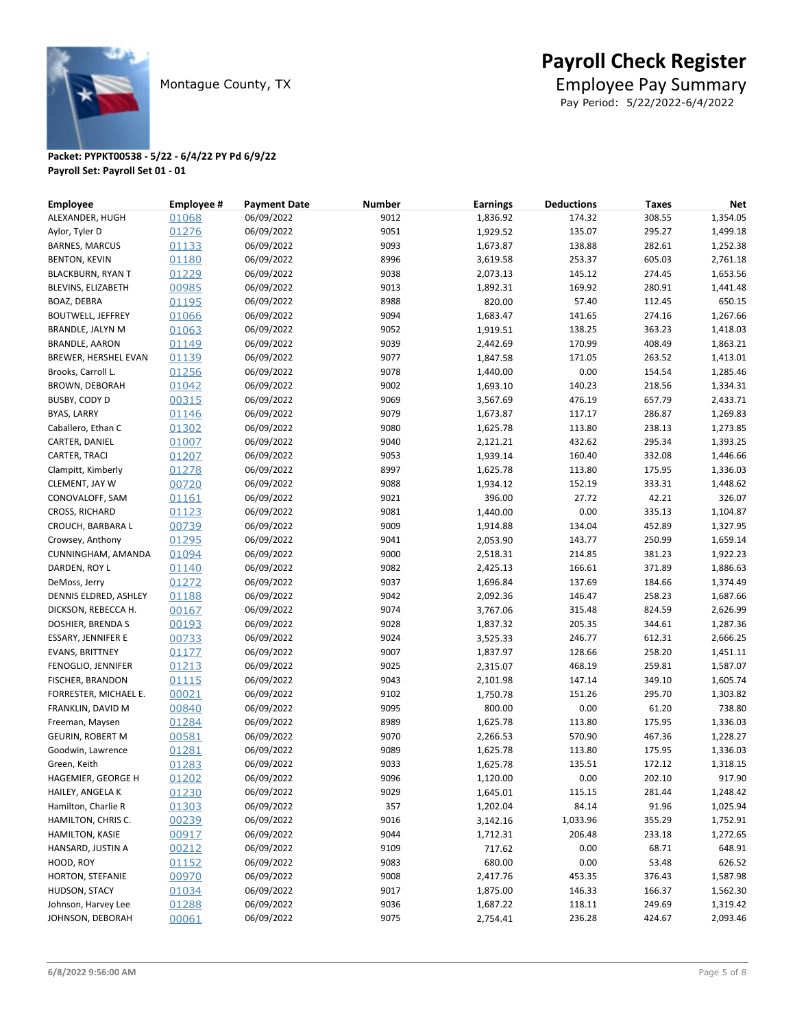Montague County, TX

# Payroll Check Register

## Employee Pay Summary

Pay Period: 5/22/2022-6/4/2022

**Packet: PYPKT00538 - 5/22 - 6/4/22 PY Pd 6/9/22**
**Payroll Set: Payroll Set 01 - 01**

| Employee | Employee # | Payment Date | Number | Earnings | Deductions | Taxes | Net |
|---|---|---|---|---|---|---|---|
| ALEXANDER, HUGH | 01068 | 06/09/2022 | 9012 | 1,836.92 | 174.32 | 308.55 | 1,354.05 |
| Aylor, Tyler D | 01276 | 06/09/2022 | 9051 | 1,929.52 | 135.07 | 295.27 | 1,499.18 |
| BARNES, MARCUS | 01133 | 06/09/2022 | 9093 | 1,673.87 | 138.88 | 282.61 | 1,252.38 |
| BENTON, KEVIN | 01180 | 06/09/2022 | 8996 | 3,619.58 | 253.37 | 605.03 | 2,761.18 |
| BLACKBURN, RYAN T | 01229 | 06/09/2022 | 9038 | 2,073.13 | 145.12 | 274.45 | 1,653.56 |
| BLEVINS, ELIZABETH | 00985 | 06/09/2022 | 9013 | 1,892.31 | 169.92 | 280.91 | 1,441.48 |
| BOAZ, DEBRA | 01195 | 06/09/2022 | 8988 | 820.00 | 57.40 | 112.45 | 650.15 |
| BOUTWELL, JEFFREY | 01066 | 06/09/2022 | 9094 | 1,683.47 | 141.65 | 274.16 | 1,267.66 |
| BRANDLE, JALYN M | 01063 | 06/09/2022 | 9052 | 1,919.51 | 138.25 | 363.23 | 1,418.03 |
| BRANDLE, AARON | 01149 | 06/09/2022 | 9039 | 2,442.69 | 170.99 | 408.49 | 1,863.21 |
| BREWER, HERSHEL EVAN | 01139 | 06/09/2022 | 9077 | 1,847.58 | 171.05 | 263.52 | 1,413.01 |
| Brooks, Carroll L. | 01256 | 06/09/2022 | 9078 | 1,440.00 | 0.00 | 154.54 | 1,285.46 |
| BROWN, DEBORAH | 01042 | 06/09/2022 | 9002 | 1,693.10 | 140.23 | 218.56 | 1,334.31 |
| BUSBY, CODY D | 00315 | 06/09/2022 | 9069 | 3,567.69 | 476.19 | 657.79 | 2,433.71 |
| BYAS, LARRY | 01146 | 06/09/2022 | 9079 | 1,673.87 | 117.17 | 286.87 | 1,269.83 |
| Caballero, Ethan C | 01302 | 06/09/2022 | 9080 | 1,625.78 | 113.80 | 238.13 | 1,273.85 |
| CARTER, DANIEL | 01007 | 06/09/2022 | 9040 | 2,121.21 | 432.62 | 295.34 | 1,393.25 |
| CARTER, TRACI | 01207 | 06/09/2022 | 9053 | 1,939.14 | 160.40 | 332.08 | 1,446.66 |
| Clampitt, Kimberly | 01278 | 06/09/2022 | 8997 | 1,625.78 | 113.80 | 175.95 | 1,336.03 |
| CLEMENT, JAY W | 00720 | 06/09/2022 | 9088 | 1,934.12 | 152.19 | 333.31 | 1,448.62 |
| CONOVALOFF, SAM | 01161 | 06/09/2022 | 9021 | 396.00 | 27.72 | 42.21 | 326.07 |
| CROSS, RICHARD | 01123 | 06/09/2022 | 9081 | 1,440.00 | 0.00 | 335.13 | 1,104.87 |
| CROUCH, BARBARA L | 00739 | 06/09/2022 | 9009 | 1,914.88 | 134.04 | 452.89 | 1,327.95 |
| Crowsey, Anthony | 01295 | 06/09/2022 | 9041 | 2,053.90 | 143.77 | 250.99 | 1,659.14 |
| CUNNINGHAM, AMANDA | 01094 | 06/09/2022 | 9000 | 2,518.31 | 214.85 | 381.23 | 1,922.23 |
| DARDEN, ROY L | 01140 | 06/09/2022 | 9082 | 2,425.13 | 166.61 | 371.89 | 1,886.63 |
| DeMoss, Jerry | 01272 | 06/09/2022 | 9037 | 1,696.84 | 137.69 | 184.66 | 1,374.49 |
| DENNIS ELDRED, ASHLEY | 01188 | 06/09/2022 | 9042 | 2,092.36 | 146.47 | 258.23 | 1,687.66 |
| DICKSON, REBECCA H. | 00167 | 06/09/2022 | 9074 | 3,767.06 | 315.48 | 824.59 | 2,626.99 |
| DOSHIER, BRENDA S | 00193 | 06/09/2022 | 9028 | 1,837.32 | 205.35 | 344.61 | 1,287.36 |
| ESSARY, JENNIFER E | 00733 | 06/09/2022 | 9024 | 3,525.33 | 246.77 | 612.31 | 2,666.25 |
| EVANS, BRITTNEY | 01177 | 06/09/2022 | 9007 | 1,837.97 | 128.66 | 258.20 | 1,451.11 |
| FENOGLIO, JENNIFER | 01213 | 06/09/2022 | 9025 | 2,315.07 | 468.19 | 259.81 | 1,587.07 |
| FISCHER, BRANDON | 01115 | 06/09/2022 | 9043 | 2,101.98 | 147.14 | 349.10 | 1,605.74 |
| FORRESTER, MICHAEL E. | 00021 | 06/09/2022 | 9102 | 1,750.78 | 151.26 | 295.70 | 1,303.82 |
| FRANKLIN, DAVID M | 00840 | 06/09/2022 | 9095 | 800.00 | 0.00 | 61.20 | 738.80 |
| Freeman, Maysen | 01284 | 06/09/2022 | 8989 | 1,625.78 | 113.80 | 175.95 | 1,336.03 |
| GEURIN, ROBERT M | 00581 | 06/09/2022 | 9070 | 2,266.53 | 570.90 | 467.36 | 1,228.27 |
| Goodwin, Lawrence | 01281 | 06/09/2022 | 9089 | 1,625.78 | 113.80 | 175.95 | 1,336.03 |
| Green, Keith | 01283 | 06/09/2022 | 9033 | 1,625.78 | 135.51 | 172.12 | 1,318.15 |
| HAGEMIER, GEORGE H | 01202 | 06/09/2022 | 9096 | 1,120.00 | 0.00 | 202.10 | 917.90 |
| HAILEY, ANGELA K | 01230 | 06/09/2022 | 9029 | 1,645.01 | 115.15 | 281.44 | 1,248.42 |
| Hamilton, Charlie R | 01303 | 06/09/2022 | 357 | 1,202.04 | 84.14 | 91.96 | 1,025.94 |
| HAMILTON, CHRIS C. | 00239 | 06/09/2022 | 9016 | 3,142.16 | 1,033.96 | 355.29 | 1,752.91 |
| HAMILTON, KASIE | 00917 | 06/09/2022 | 9044 | 1,712.31 | 206.48 | 233.18 | 1,272.65 |
| HANSARD, JUSTIN A | 00212 | 06/09/2022 | 9109 | 717.62 | 0.00 | 68.71 | 648.91 |
| HOOD, ROY | 01152 | 06/09/2022 | 9083 | 680.00 | 0.00 | 53.48 | 626.52 |
| HORTON, STEFANIE | 00970 | 06/09/2022 | 9008 | 2,417.76 | 453.35 | 376.43 | 1,587.98 |
| HUDSON, STACY | 01034 | 06/09/2022 | 9017 | 1,875.00 | 146.33 | 166.37 | 1,562.30 |
| Johnson, Harvey Lee | 01288 | 06/09/2022 | 9036 | 1,687.22 | 118.11 | 249.69 | 1,319.42 |
| JOHNSON, DEBORAH | 00061 | 06/09/2022 | 9075 | 2,754.41 | 236.28 | 424.67 | 2,093.46 |

6/8/2022 9:56:00 AM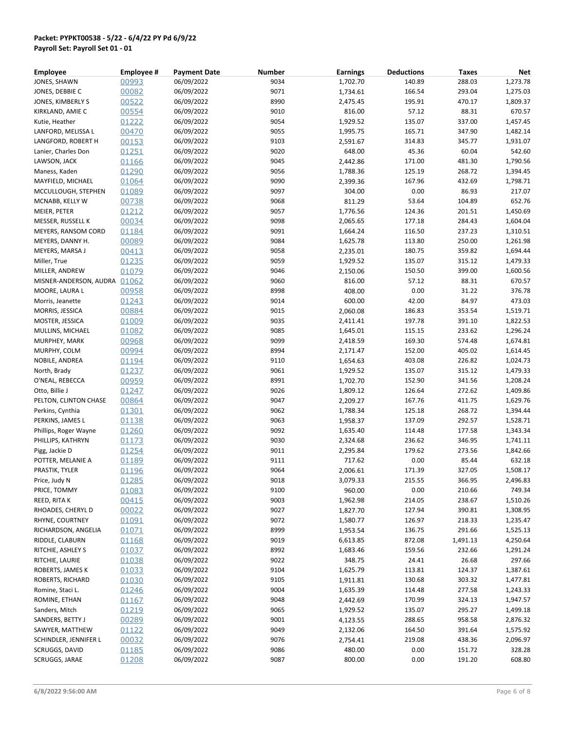**Packet: PYPKT00538 - 5/22 - 6/4/22 PY Pd 6/9/22**
**Payroll Set: Payroll Set 01 - 01**

| Employee | Employee # | Payment Date | Number | Earnings | Deductions | Taxes | Net |
|---|---|---|---|---|---|---|---|
| JONES, SHAWN | 00993 | 06/09/2022 | 9034 | 1,702.70 | 140.89 | 288.03 | 1,273.78 |
| JONES, DEBBIE C | 00082 | 06/09/2022 | 9071 | 1,734.61 | 166.54 | 293.04 | 1,275.03 |
| JONES, KIMBERLY S | 00522 | 06/09/2022 | 8990 | 2,475.45 | 195.91 | 470.17 | 1,809.37 |
| KIRKLAND, AMIE C | 00554 | 06/09/2022 | 9010 | 816.00 | 57.12 | 88.31 | 670.57 |
| Kutie, Heather | 01222 | 06/09/2022 | 9054 | 1,929.52 | 135.07 | 337.00 | 1,457.45 |
| LANFORD, MELISSA L | 00470 | 06/09/2022 | 9055 | 1,995.75 | 165.71 | 347.90 | 1,482.14 |
| LANGFORD, ROBERT H | 00153 | 06/09/2022 | 9103 | 2,591.67 | 314.83 | 345.77 | 1,931.07 |
| Lanier, Charles Don | 01251 | 06/09/2022 | 9020 | 648.00 | 45.36 | 60.04 | 542.60 |
| LAWSON, JACK | 01166 | 06/09/2022 | 9045 | 2,442.86 | 171.00 | 481.30 | 1,790.56 |
| Maness, Kaden | 01290 | 06/09/2022 | 9056 | 1,788.36 | 125.19 | 268.72 | 1,394.45 |
| MAYFIELD, MICHAEL | 01064 | 06/09/2022 | 9090 | 2,399.36 | 167.96 | 432.69 | 1,798.71 |
| MCCULLOUGH, STEPHEN | 01089 | 06/09/2022 | 9097 | 304.00 | 0.00 | 86.93 | 217.07 |
| MCNABB, KELLY W | 00738 | 06/09/2022 | 9068 | 811.29 | 53.64 | 104.89 | 652.76 |
| MEIER, PETER | 01212 | 06/09/2022 | 9057 | 1,776.56 | 124.36 | 201.51 | 1,450.69 |
| MESSER, RUSSELL K | 00034 | 06/09/2022 | 9098 | 2,065.65 | 177.18 | 284.43 | 1,604.04 |
| MEYERS, RANSOM CORD | 01184 | 06/09/2022 | 9091 | 1,664.24 | 116.50 | 237.23 | 1,310.51 |
| MEYERS, DANNY H. | 00089 | 06/09/2022 | 9084 | 1,625.78 | 113.80 | 250.00 | 1,261.98 |
| MEYERS, MARSA J | 00413 | 06/09/2022 | 9058 | 2,235.01 | 180.75 | 359.82 | 1,694.44 |
| Miller, True | 01235 | 06/09/2022 | 9059 | 1,929.52 | 135.07 | 315.12 | 1,479.33 |
| MILLER, ANDREW | 01079 | 06/09/2022 | 9046 | 2,150.06 | 150.50 | 399.00 | 1,600.56 |
| MISNER-ANDERSON, AUDRA | 01062 | 06/09/2022 | 9060 | 816.00 | 57.12 | 88.31 | 670.57 |
| MOORE, LAURA L | 00958 | 06/09/2022 | 8998 | 408.00 | 0.00 | 31.22 | 376.78 |
| Morris, Jeanette | 01243 | 06/09/2022 | 9014 | 600.00 | 42.00 | 84.97 | 473.03 |
| MORRIS, JESSICA | 00884 | 06/09/2022 | 9015 | 2,060.08 | 186.83 | 353.54 | 1,519.71 |
| MOSTER, JESSICA | 01009 | 06/09/2022 | 9035 | 2,411.41 | 197.78 | 391.10 | 1,822.53 |
| MULLINS, MICHAEL | 01082 | 06/09/2022 | 9085 | 1,645.01 | 115.15 | 233.62 | 1,296.24 |
| MURPHEY, MARK | 00968 | 06/09/2022 | 9099 | 2,418.59 | 169.30 | 574.48 | 1,674.81 |
| MURPHY, COLM | 00994 | 06/09/2022 | 8994 | 2,171.47 | 152.00 | 405.02 | 1,614.45 |
| NOBILE, ANDREA | 01194 | 06/09/2022 | 9110 | 1,654.63 | 403.08 | 226.82 | 1,024.73 |
| North, Brady | 01237 | 06/09/2022 | 9061 | 1,929.52 | 135.07 | 315.12 | 1,479.33 |
| O'NEAL, REBECCA | 00959 | 06/09/2022 | 8991 | 1,702.70 | 152.90 | 341.56 | 1,208.24 |
| Otto, Billie J | 01247 | 06/09/2022 | 9026 | 1,809.12 | 126.64 | 272.62 | 1,409.86 |
| PELTON, CLINTON CHASE | 00864 | 06/09/2022 | 9047 | 2,209.27 | 167.76 | 411.75 | 1,629.76 |
| Perkins, Cynthia | 01301 | 06/09/2022 | 9062 | 1,788.34 | 125.18 | 268.72 | 1,394.44 |
| PERKINS, JAMES L | 01138 | 06/09/2022 | 9063 | 1,958.37 | 137.09 | 292.57 | 1,528.71 |
| Phillips, Roger Wayne | 01260 | 06/09/2022 | 9092 | 1,635.40 | 114.48 | 177.58 | 1,343.34 |
| PHILLIPS, KATHRYN | 01173 | 06/09/2022 | 9030 | 2,324.68 | 236.62 | 346.95 | 1,741.11 |
| Pigg, Jackie D | 01254 | 06/09/2022 | 9011 | 2,295.84 | 179.62 | 273.56 | 1,842.66 |
| POTTER, MELANIE A | 01189 | 06/09/2022 | 9111 | 717.62 | 0.00 | 85.44 | 632.18 |
| PRASTIK, TYLER | 01196 | 06/09/2022 | 9064 | 2,006.61 | 171.39 | 327.05 | 1,508.17 |
| Price, Judy N | 01285 | 06/09/2022 | 9018 | 3,079.33 | 215.55 | 366.95 | 2,496.83 |
| PRICE, TOMMY | 01083 | 06/09/2022 | 9100 | 960.00 | 0.00 | 210.66 | 749.34 |
| REED, RITA K | 00415 | 06/09/2022 | 9003 | 1,962.98 | 214.05 | 238.67 | 1,510.26 |
| RHOADES, CHERYL D | 00022 | 06/09/2022 | 9027 | 1,827.70 | 127.94 | 390.81 | 1,308.95 |
| RHYNE, COURTNEY | 01091 | 06/09/2022 | 9072 | 1,580.77 | 126.97 | 218.33 | 1,235.47 |
| RICHARDSON, ANGELIA | 01071 | 06/09/2022 | 8999 | 1,953.54 | 136.75 | 291.66 | 1,525.13 |
| RIDDLE, CLABURN | 01168 | 06/09/2022 | 9019 | 6,613.85 | 872.08 | 1,491.13 | 4,250.64 |
| RITCHIE, ASHLEY S | 01037 | 06/09/2022 | 8992 | 1,683.46 | 159.56 | 232.66 | 1,291.24 |
| RITCHIE, LAURIE | 01038 | 06/09/2022 | 9022 | 348.75 | 24.41 | 26.68 | 297.66 |
| ROBERTS, JAMES K | 01033 | 06/09/2022 | 9104 | 1,625.79 | 113.81 | 124.37 | 1,387.61 |
| ROBERTS, RICHARD | 01030 | 06/09/2022 | 9105 | 1,911.81 | 130.68 | 303.32 | 1,477.81 |
| Romine, Staci L. | 01246 | 06/09/2022 | 9004 | 1,635.39 | 114.48 | 277.58 | 1,243.33 |
| ROMINE, ETHAN | 01167 | 06/09/2022 | 9048 | 2,442.69 | 170.99 | 324.13 | 1,947.57 |
| Sanders, Mitch | 01219 | 06/09/2022 | 9065 | 1,929.52 | 135.07 | 295.27 | 1,499.18 |
| SANDERS, BETTY J | 00289 | 06/09/2022 | 9001 | 4,123.55 | 288.65 | 958.58 | 2,876.32 |
| SAWYER, MATTHEW | 01122 | 06/09/2022 | 9049 | 2,132.06 | 164.50 | 391.64 | 1,575.92 |
| SCHINDLER, JENNIFER L | 00032 | 06/09/2022 | 9076 | 2,754.41 | 219.08 | 438.36 | 2,096.97 |
| SCRUGGS, DAVID | 01185 | 06/09/2022 | 9086 | 480.00 | 0.00 | 151.72 | 328.28 |
| SCRUGGS, JARAE | 01208 | 06/09/2022 | 9087 | 800.00 | 0.00 | 191.20 | 608.80 |

6/8/2022 9:56:00 AM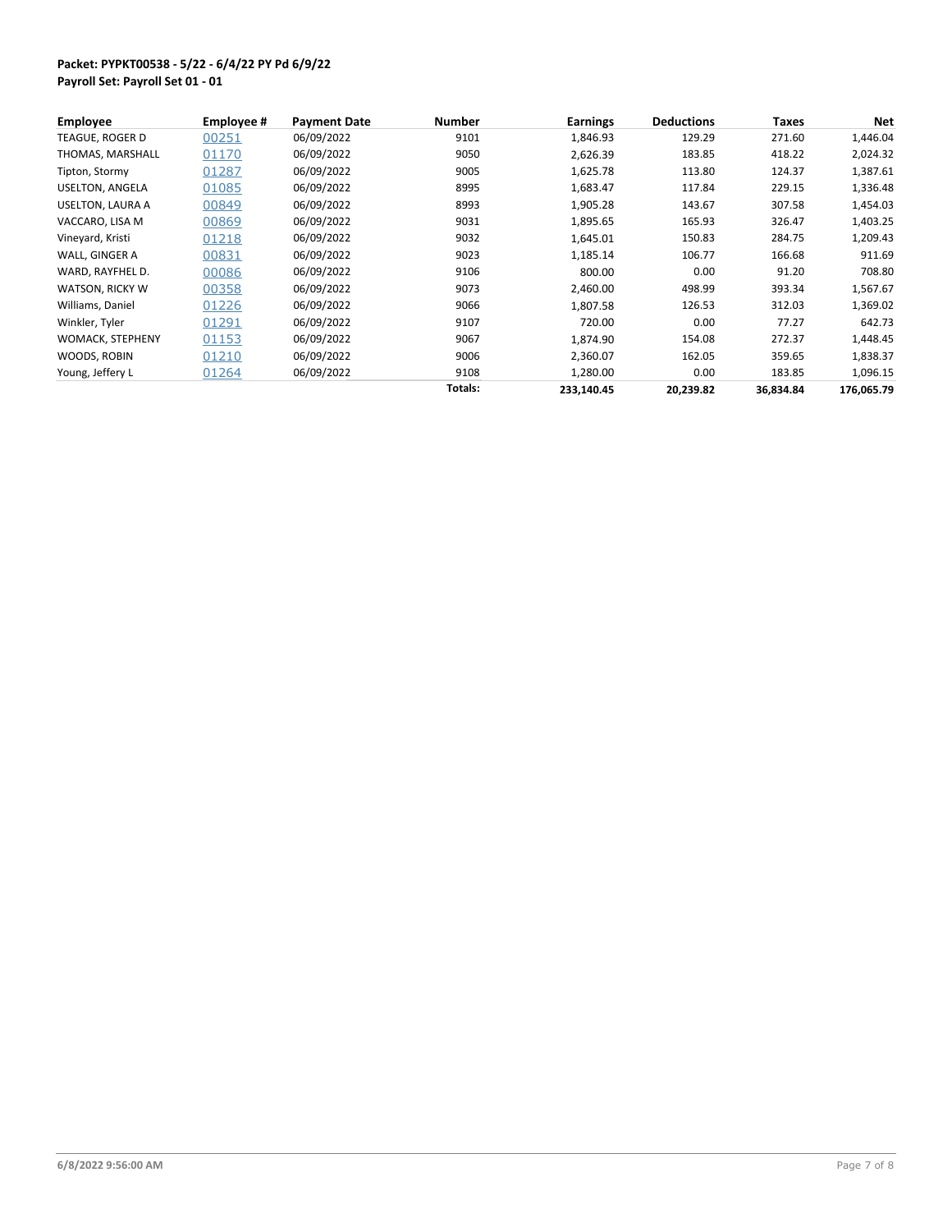**Packet: PYPKT00538 - 5/22 - 6/4/22 PY Pd 6/9/22**
**Payroll Set: Payroll Set 01 - 01**

| Employee | Employee # | Payment Date | Number | Earnings | Deductions | Taxes | Net |
|---|---|---|---|---|---|---|---|
| TEAGUE, ROGER D | 00251 | 06/09/2022 | 9101 | 1,846.93 | 129.29 | 271.60 | 1,446.04 |
| THOMAS, MARSHALL | 01170 | 06/09/2022 | 9050 | 2,626.39 | 183.85 | 418.22 | 2,024.32 |
| Tipton, Stormy | 01287 | 06/09/2022 | 9005 | 1,625.78 | 113.80 | 124.37 | 1,387.61 |
| USELTON, ANGELA | 01085 | 06/09/2022 | 8995 | 1,683.47 | 117.84 | 229.15 | 1,336.48 |
| USELTON, LAURA A | 00849 | 06/09/2022 | 8993 | 1,905.28 | 143.67 | 307.58 | 1,454.03 |
| VACCARO, LISA M | 00869 | 06/09/2022 | 9031 | 1,895.65 | 165.93 | 326.47 | 1,403.25 |
| Vineyard, Kristi | 01218 | 06/09/2022 | 9032 | 1,645.01 | 150.83 | 284.75 | 1,209.43 |
| WALL, GINGER A | 00831 | 06/09/2022 | 9023 | 1,185.14 | 106.77 | 166.68 | 911.69 |
| WARD, RAYFHEL D. | 00086 | 06/09/2022 | 9106 | 800.00 | 0.00 | 91.20 | 708.80 |
| WATSON, RICKY W | 00358 | 06/09/2022 | 9073 | 2,460.00 | 498.99 | 393.34 | 1,567.67 |
| Williams, Daniel | 01226 | 06/09/2022 | 9066 | 1,807.58 | 126.53 | 312.03 | 1,369.02 |
| Winkler, Tyler | 01291 | 06/09/2022 | 9107 | 720.00 | 0.00 | 77.27 | 642.73 |
| WOMACK, STEPHENY | 01153 | 06/09/2022 | 9067 | 1,874.90 | 154.08 | 272.37 | 1,448.45 |
| WOODS, ROBIN | 01210 | 06/09/2022 | 9006 | 2,360.07 | 162.05 | 359.65 | 1,838.37 |
| Young, Jeffery L | 01264 | 06/09/2022 | 9108 | 1,280.00 | 0.00 | 183.85 | 1,096.15 |
| | | | **Totals:** | **233,140.45** | **20,239.82** | **36,834.84** | **176,065.79** |

6/8/2022 9:56:00 AM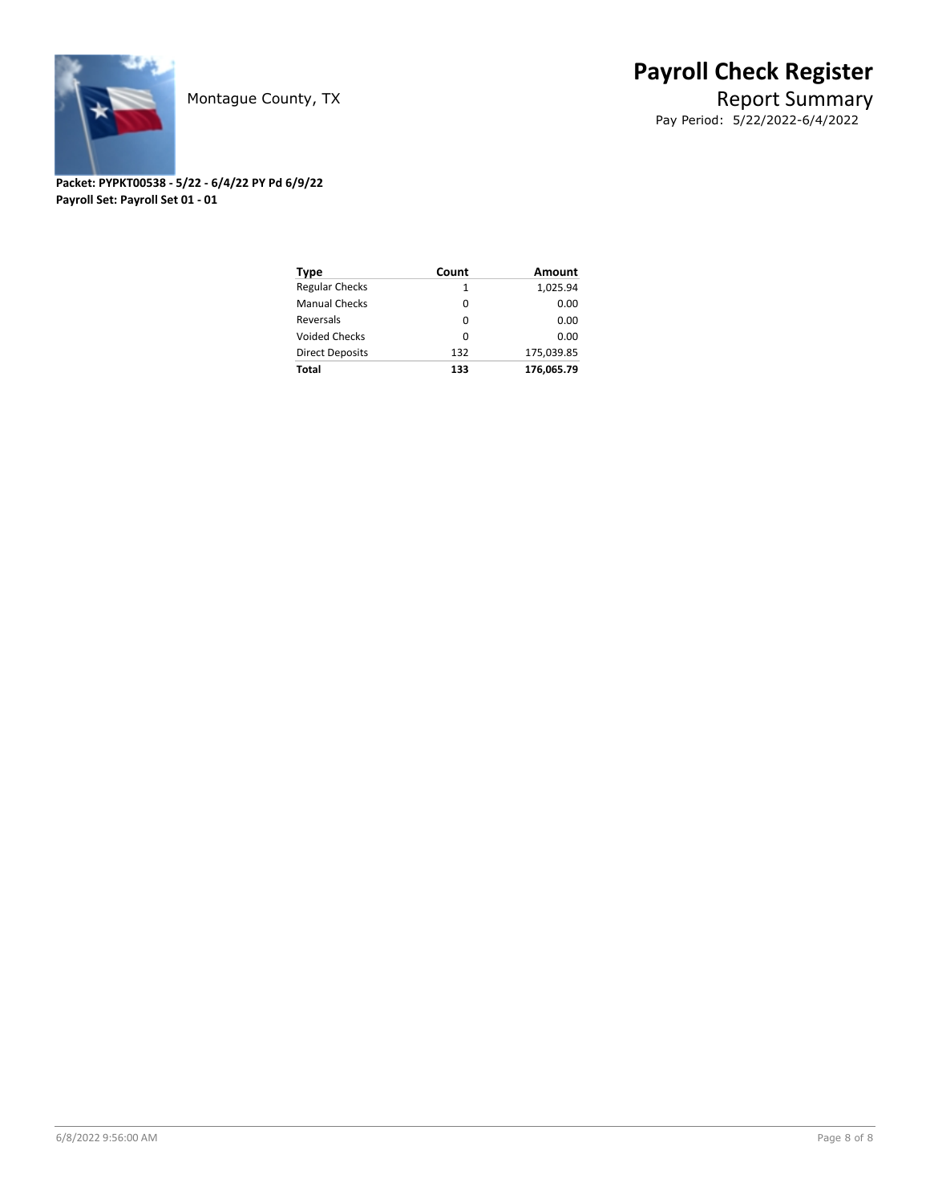Montague County, TX

# Payroll Check Register

## Report Summary

Pay Period: 5/22/2022-6/4/2022

**Packet: PYPKT00538 - 5/22 - 6/4/22 PY Pd 6/9/22**
**Payroll Set: Payroll Set 01 - 01**

| Type | Count | Amount |
|---|---|---|
| Regular Checks | 1 | 1,025.94 |
| Manual Checks | 0 | 0.00 |
| Reversals | 0 | 0.00 |
| Voided Checks | 0 | 0.00 |
| Direct Deposits | 132 | 175,039.85 |
| **Total** | **133** | **176,065.79** |

6/8/2022 9:56:00 AM